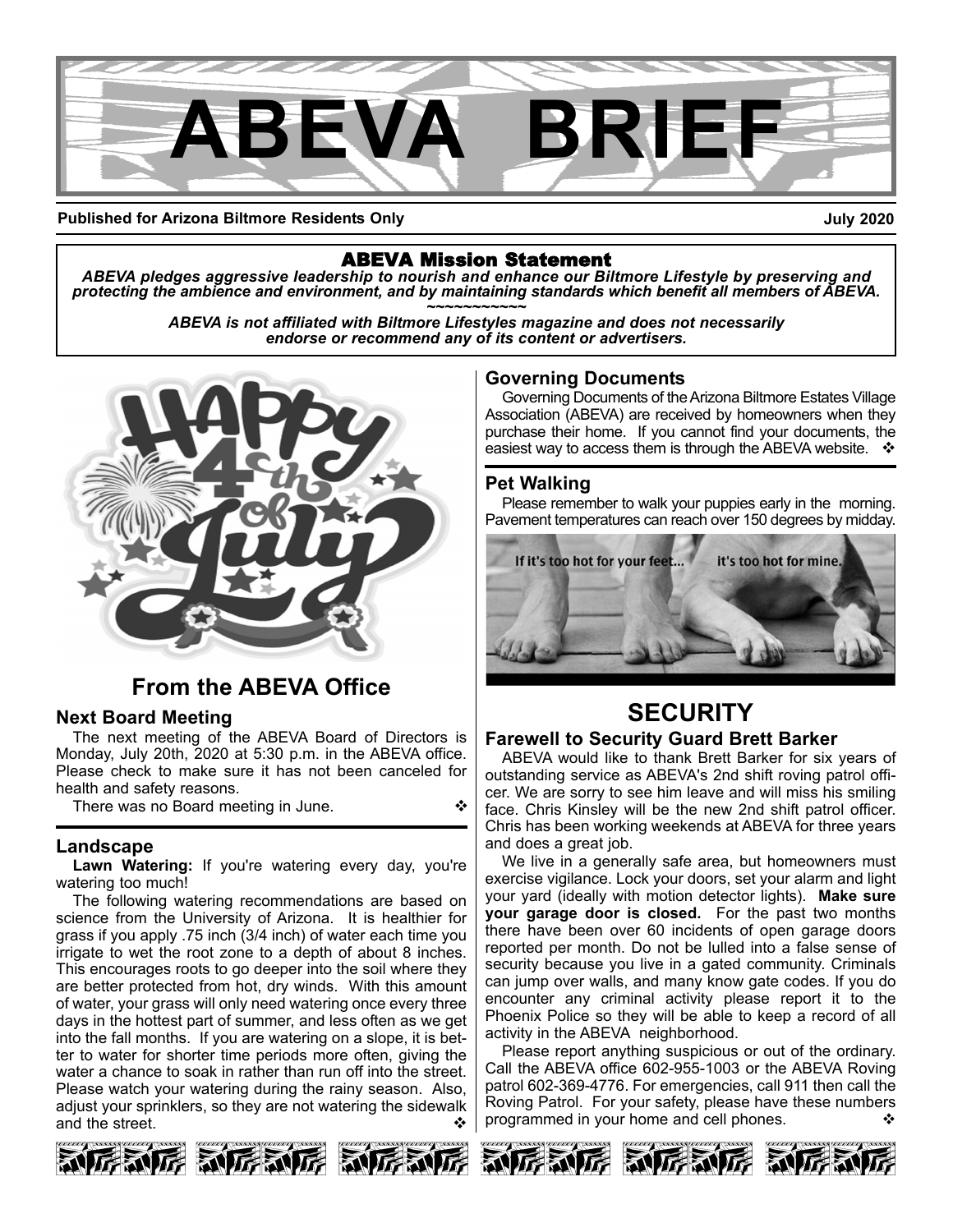# ABEVA BRIEF

**Published for Arizona Biltmore Residents Only** **July 2020**

**ABEVA Mission Statement**

***ABEVA pledges aggressive leadership to nourish and enhance our Biltmore Lifestyle by preserving and protecting the ambience and environment, and by maintaining standards which benefit all members of ABEVA.***

~~~~~~~~~~~

***ABEVA is not affiliated with Biltmore Lifestyles magazine and does not necessarily endorse or recommend any of its content or advertisers.***

## From the ABEVA Office

### Next Board Meeting

The next meeting of the ABEVA Board of Directors is Monday, July 20th, 2020 at 5:30 p.m. in the ABEVA office. Please check to make sure it has not been canceled for health and safety reasons.

There was no Board meeting in June. ❖

### Landscape

**Lawn Watering:** If you're watering every day, you're watering too much!

The following watering recommendations are based on science from the University of Arizona. It is healthier for grass if you apply .75 inch (3/4 inch) of water each time you irrigate to wet the root zone to a depth of about 8 inches. This encourages roots to go deeper into the soil where they are better protected from hot, dry winds. With this amount of water, your grass will only need watering once every three days in the hottest part of summer, and less often as we get into the fall months. If you are watering on a slope, it is better to water for shorter time periods more often, giving the water a chance to soak in rather than run off into the street. Please watch your watering during the rainy season. Also, adjust your sprinklers, so they are not watering the sidewalk and the street. ❖

### Governing Documents

Governing Documents of the Arizona Biltmore Estates Village Association (ABEVA) are received by homeowners when they purchase their home. If you cannot find your documents, the easiest way to access them is through the ABEVA website. ❖

### Pet Walking

Please remember to walk your puppies early in the morning. Pavement temperatures can reach over 150 degrees by midday.

If it's too hot for your feet... it's too hot for mine.

## SECURITY

### Farewell to Security Guard Brett Barker

ABEVA would like to thank Brett Barker for six years of outstanding service as ABEVA's 2nd shift roving patrol officer. We are sorry to see him leave and will miss his smiling face. Chris Kinsley will be the new 2nd shift patrol officer. Chris has been working weekends at ABEVA for three years and does a great job.

We live in a generally safe area, but homeowners must exercise vigilance. Lock your doors, set your alarm and light your yard (ideally with motion detector lights). **Make sure your garage door is closed.** For the past two months there have been over 60 incidents of open garage doors reported per month. Do not be lulled into a false sense of security because you live in a gated community. Criminals can jump over walls, and many know gate codes. If you do encounter any criminal activity please report it to the Phoenix Police so they will be able to keep a record of all activity in the ABEVA neighborhood.

Please report anything suspicious or out of the ordinary. Call the ABEVA office 602-955-1003 or the ABEVA Roving patrol 602-369-4776. For emergencies, call 911 then call the Roving Patrol. For your safety, please have these numbers programmed in your home and cell phones. ❖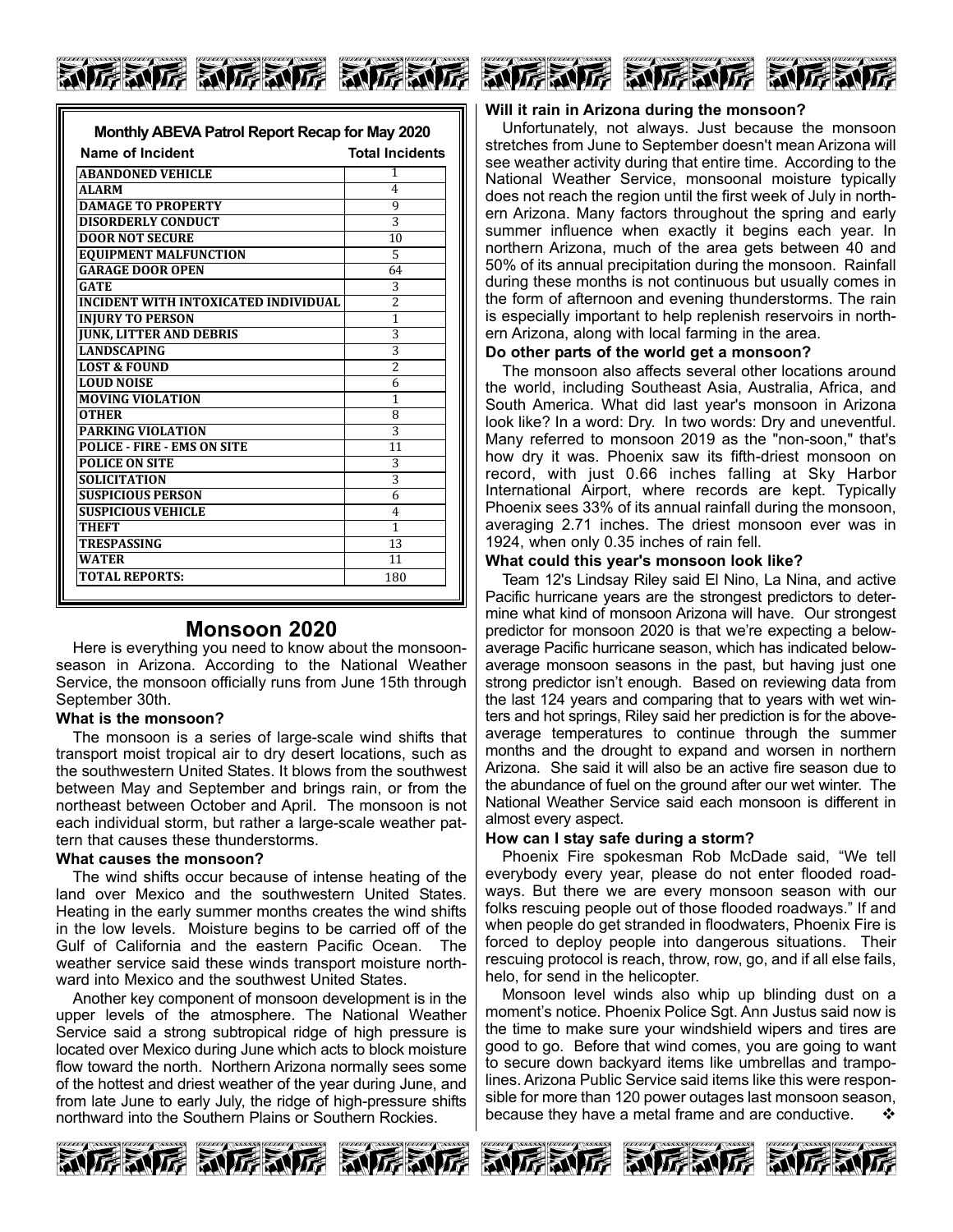**Monthly ABEVA Patrol Report Recap for May 2020**

| Name of Incident | Total Incidents |
|---|---|
| ABANDONED VEHICLE | 1 |
| ALARM | 4 |
| DAMAGE TO PROPERTY | 9 |
| DISORDERLY CONDUCT | 3 |
| DOOR NOT SECURE | 10 |
| EQUIPMENT MALFUNCTION | 5 |
| GARAGE DOOR OPEN | 64 |
| GATE | 3 |
| INCIDENT WITH INTOXICATED INDIVIDUAL | 2 |
| INJURY TO PERSON | 1 |
| JUNK, LITTER AND DEBRIS | 3 |
| LANDSCAPING | 3 |
| LOST & FOUND | 2 |
| LOUD NOISE | 6 |
| MOVING VIOLATION | 1 |
| OTHER | 8 |
| PARKING VIOLATION | 3 |
| POLICE - FIRE - EMS ON SITE | 11 |
| POLICE ON SITE | 3 |
| SOLICITATION | 3 |
| SUSPICIOUS PERSON | 6 |
| SUSPICIOUS VEHICLE | 4 |
| THEFT | 1 |
| TRESPASSING | 13 |
| WATER | 11 |
| TOTAL REPORTS: | 180 |

## Monsoon 2020

Here is everything you need to know about the monsoon-season in Arizona. According to the National Weather Service, the monsoon officially runs from June 15th through September 30th.

**What is the monsoon?**

The monsoon is a series of large-scale wind shifts that transport moist tropical air to dry desert locations, such as the southwestern United States. It blows from the southwest between May and September and brings rain, or from the northeast between October and April. The monsoon is not each individual storm, but rather a large-scale weather pattern that causes these thunderstorms.

**What causes the monsoon?**

The wind shifts occur because of intense heating of the land over Mexico and the southwestern United States. Heating in the early summer months creates the wind shifts in the low levels. Moisture begins to be carried off of the Gulf of California and the eastern Pacific Ocean. The weather service said these winds transport moisture northward into Mexico and the southwest United States.

Another key component of monsoon development is in the upper levels of the atmosphere. The National Weather Service said a strong subtropical ridge of high pressure is located over Mexico during June which acts to block moisture flow toward the north. Northern Arizona normally sees some of the hottest and driest weather of the year during June, and from late June to early July, the ridge of high-pressure shifts northward into the Southern Plains or Southern Rockies.

**Will it rain in Arizona during the monsoon?**

Unfortunately, not always. Just because the monsoon stretches from June to September doesn't mean Arizona will see weather activity during that entire time. According to the National Weather Service, monsoonal moisture typically does not reach the region until the first week of July in northern Arizona. Many factors throughout the spring and early summer influence when exactly it begins each year. In northern Arizona, much of the area gets between 40 and 50% of its annual precipitation during the monsoon. Rainfall during these months is not continuous but usually comes in the form of afternoon and evening thunderstorms. The rain is especially important to help replenish reservoirs in northern Arizona, along with local farming in the area.

**Do other parts of the world get a monsoon?**

The monsoon also affects several other locations around the world, including Southeast Asia, Australia, Africa, and South America. What did last year's monsoon in Arizona look like? In a word: Dry. In two words: Dry and uneventful. Many referred to monsoon 2019 as the "non-soon," that's how dry it was. Phoenix saw its fifth-driest monsoon on record, with just 0.66 inches falling at Sky Harbor International Airport, where records are kept. Typically Phoenix sees 33% of its annual rainfall during the monsoon, averaging 2.71 inches. The driest monsoon ever was in 1924, when only 0.35 inches of rain fell.

**What could this year's monsoon look like?**

Team 12's Lindsay Riley said El Nino, La Nina, and active Pacific hurricane years are the strongest predictors to determine what kind of monsoon Arizona will have. Our strongest predictor for monsoon 2020 is that we're expecting a below-average Pacific hurricane season, which has indicated below-average monsoon seasons in the past, but having just one strong predictor isn't enough. Based on reviewing data from the last 124 years and comparing that to years with wet winters and hot springs, Riley said her prediction is for the above-average temperatures to continue through the summer months and the drought to expand and worsen in northern Arizona. She said it will also be an active fire season due to the abundance of fuel on the ground after our wet winter. The National Weather Service said each monsoon is different in almost every aspect.

**How can I stay safe during a storm?**

Phoenix Fire spokesman Rob McDade said, "We tell everybody every year, please do not enter flooded roadways. But there we are every monsoon season with our folks rescuing people out of those flooded roadways." If and when people do get stranded in floodwaters, Phoenix Fire is forced to deploy people into dangerous situations. Their rescuing protocol is reach, throw, row, go, and if all else fails, helo, for send in the helicopter.

Monsoon level winds also whip up blinding dust on a moment's notice. Phoenix Police Sgt. Ann Justus said now is the time to make sure your windshield wipers and tires are good to go. Before that wind comes, you are going to want to secure down backyard items like umbrellas and trampolines. Arizona Public Service said items like this were responsible for more than 120 power outages last monsoon season, because they have a metal frame and are conductive. ❖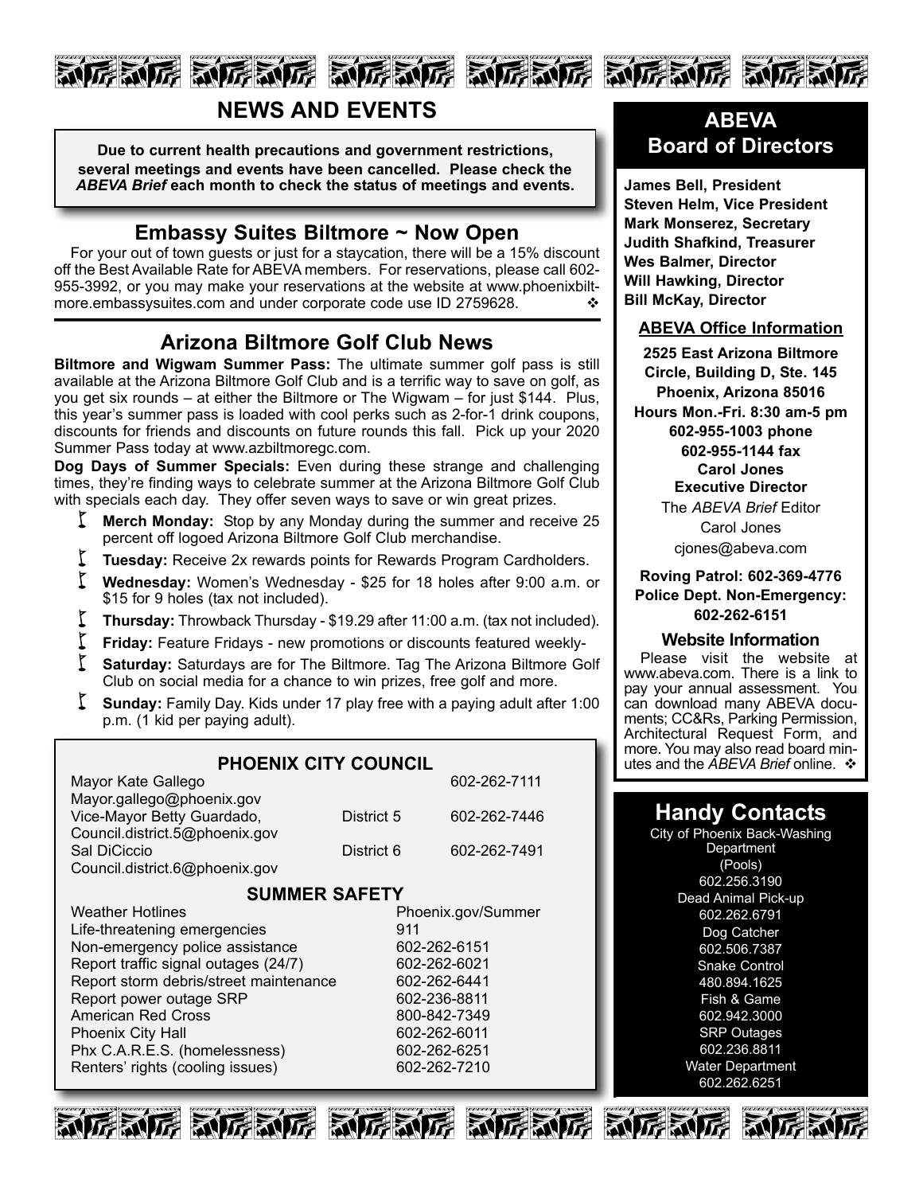# NEWS AND EVENTS

**Due to current health precautions and government restrictions, several meetings and events have been cancelled. Please check the *ABEVA Brief* each month to check the status of meetings and events.**

## Embassy Suites Biltmore ~ Now Open

For your out of town guests or just for a staycation, there will be a 15% discount off the Best Available Rate for ABEVA members. For reservations, please call 602-955-3992, or you may make your reservations at the website at www.phoenixbiltmore.embassysuites.com and under corporate code use ID 2759628. ❖

## Arizona Biltmore Golf Club News

**Biltmore and Wigwam Summer Pass:** The ultimate summer golf pass is still available at the Arizona Biltmore Golf Club and is a terrific way to save on golf, as you get six rounds – at either the Biltmore or The Wigwam – for just $144. Plus, this year's summer pass is loaded with cool perks such as 2-for-1 drink coupons, discounts for friends and discounts on future rounds this fall. Pick up your 2020 Summer Pass today at www.azbiltmoregc.com.

**Dog Days of Summer Specials:** Even during these strange and challenging times, they're finding ways to celebrate summer at the Arizona Biltmore Golf Club with specials each day. They offer seven ways to save or win great prizes.

- **Merch Monday:** Stop by any Monday during the summer and receive 25 percent off logoed Arizona Biltmore Golf Club merchandise.
- **Tuesday:** Receive 2x rewards points for Rewards Program Cardholders.
- **Wednesday:** Women's Wednesday - $25 for 18 holes after 9:00 a.m. or $15 for 9 holes (tax not included).
- **Thursday:** Throwback Thursday - $19.29 after 11:00 a.m. (tax not included).
- **Friday:** Feature Fridays - new promotions or discounts featured weekly-
- **Saturday:** Saturdays are for The Biltmore. Tag The Arizona Biltmore Golf Club on social media for a chance to win prizes, free golf and more.
- **Sunday:** Family Day. Kids under 17 play free with a paying adult after 1:00 p.m. (1 kid per paying adult).

### PHOENIX CITY COUNCIL

| | | |
|---|---|---|
| Mayor Kate Gallego<br>Mayor.gallego@phoenix.gov | | 602-262-7111 |
| Vice-Mayor Betty Guardado,<br>Council.district.5@phoenix.gov | District 5 | 602-262-7446 |
| Sal DiCiccio<br>Council.district.6@phoenix.gov | District 6 | 602-262-7491 |

### SUMMER SAFETY

| | |
|---|---|
| Weather Hotlines | Phoenix.gov/Summer |
| Life-threatening emergencies | 911 |
| Non-emergency police assistance | 602-262-6151 |
| Report traffic signal outages (24/7) | 602-262-6021 |
| Report storm debris/street maintenance | 602-262-6441 |
| Report power outage SRP | 602-236-8811 |
| American Red Cross | 800-842-7349 |
| Phoenix City Hall | 602-262-6011 |
| Phx C.A.R.E.S. (homelessness) | 602-262-6251 |
| Renters' rights (cooling issues) | 602-262-7210 |

## ABEVA Board of Directors

**James Bell, President**
**Steven Helm, Vice President**
**Mark Monserez, Secretary**
**Judith Shafkind, Treasurer**
**Wes Balmer, Director**
**Will Hawking, Director**
**Bill McKay, Director**

### ABEVA Office Information

**2525 East Arizona Biltmore Circle, Building D, Ste. 145**
**Phoenix, Arizona 85016**
**Hours Mon.-Fri. 8:30 am-5 pm**
**602-955-1003 phone**
**602-955-1144 fax**
**Carol Jones**
**Executive Director**

The *ABEVA Brief* Editor
Carol Jones
cjones@abeva.com

**Roving Patrol: 602-369-4776**
**Police Dept. Non-Emergency: 602-262-6151**

### Website Information

Please visit the website at www.abeva.com. There is a link to pay your annual assessment. You can download many ABEVA documents; CC&Rs, Parking Permission, Architectural Request Form, and more. You may also read board minutes and the *ABEVA Brief* online. ❖

## Handy Contacts

City of Phoenix Back-Washing Department (Pools)
602.256.3190

Dead Animal Pick-up
602.262.6791

Dog Catcher
602.506.7387

Snake Control
480.894.1625

Fish & Game
602.942.3000

SRP Outages
602.236.8811

Water Department
602.262.6251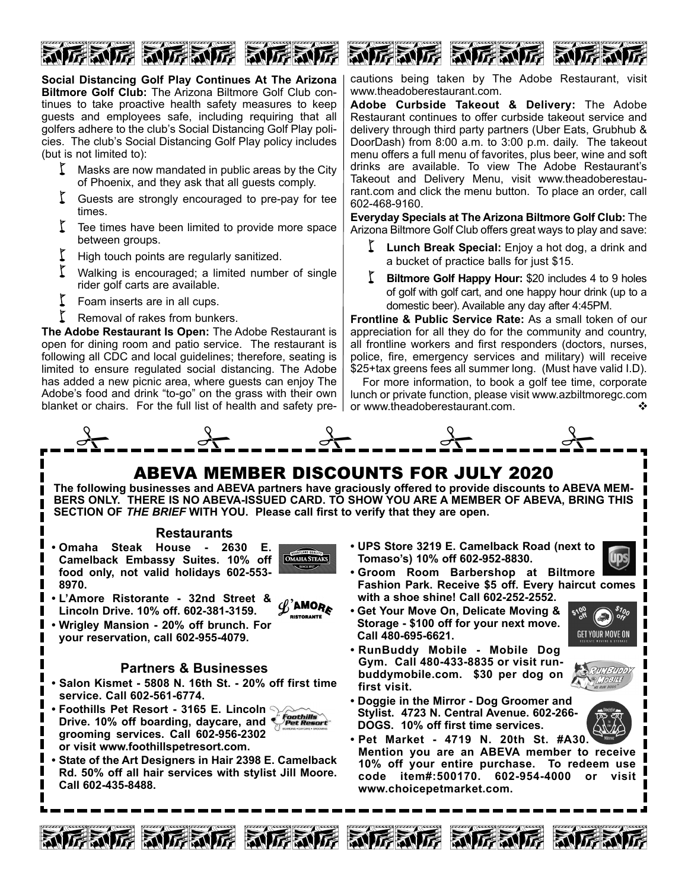**Social Distancing Golf Play Continues At The Arizona Biltmore Golf Club:** The Arizona Biltmore Golf Club continues to take proactive health safety measures to keep guests and employees safe, including requiring that all golfers adhere to the club's Social Distancing Golf Play policies. The club's Social Distancing Golf Play policy includes (but is not limited to):

- Masks are now mandated in public areas by the City of Phoenix, and they ask that all guests comply.
- Guests are strongly encouraged to pre-pay for tee times.
- Tee times have been limited to provide more space between groups.
- High touch points are regularly sanitized.
- Walking is encouraged; a limited number of single rider golf carts are available.
- Foam inserts are in all cups.
- Removal of rakes from bunkers.

**The Adobe Restaurant Is Open:** The Adobe Restaurant is open for dining room and patio service. The restaurant is following all CDC and local guidelines; therefore, seating is limited to ensure regulated social distancing. The Adobe has added a new picnic area, where guests can enjoy The Adobe's food and drink "to-go" on the grass with their own blanket or chairs. For the full list of health and safety precautions being taken by The Adobe Restaurant, visit www.theadoberestaurant.com.

**Adobe Curbside Takeout & Delivery:** The Adobe Restaurant continues to offer curbside takeout service and delivery through third party partners (Uber Eats, Grubhub & DoorDash) from 8:00 a.m. to 3:00 p.m. daily. The takeout menu offers a full menu of favorites, plus beer, wine and soft drinks are available. To view The Adobe Restaurant's Takeout and Delivery Menu, visit www.theadoberestaurant.com and click the menu button. To place an order, call 602-468-9160.

**Everyday Specials at The Arizona Biltmore Golf Club:** The Arizona Biltmore Golf Club offers great ways to play and save:

- **Lunch Break Special:** Enjoy a hot dog, a drink and a bucket of practice balls for just $15.
- **Biltmore Golf Happy Hour:** $20 includes 4 to 9 holes of golf with golf cart, and one happy hour drink (up to a domestic beer). Available any day after 4:45PM.

**Frontline & Public Service Rate:** As a small token of our appreciation for all they do for the community and country, all frontline workers and first responders (doctors, nurses, police, fire, emergency services and military) will receive $25+tax greens fees all summer long. (Must have valid I.D).

For more information, to book a golf tee time, corporate lunch or private function, please visit www.azbiltmoregc.com or www.theadoberestaurant.com. ❖

## ABEVA MEMBER DISCOUNTS FOR JULY 2020

**The following businesses and ABEVA partners have graciously offered to provide discounts to ABEVA MEMBERS ONLY. THERE IS NO ABEVA-ISSUED CARD. TO SHOW YOU ARE A MEMBER OF ABEVA, BRING THIS SECTION OF *THE BRIEF* WITH YOU. Please call first to verify that they are open.**

### Restaurants

- **Omaha Steak House - 2630 E. Camelback Embassy Suites. 10% off food only, not valid holidays 602-553-8970.**
- **L'Amore Ristorante - 32nd Street & Lincoln Drive. 10% off. 602-381-3159.**
- **Wrigley Mansion - 20% off brunch. For your reservation, call 602-955-4079.**

### Partners & Businesses

- **Salon Kismet - 5808 N. 16th St. - 20% off first time service. Call 602-561-6774.**
- **Foothills Pet Resort - 3165 E. Lincoln Drive. 10% off boarding, daycare, and grooming services. Call 602-956-2302 or visit www.foothillspetresort.com.**
- **State of the Art Designers in Hair 2398 E. Camelback Rd. 50% off all hair services with stylist Jill Moore. Call 602-435-8488.**
- **UPS Store 3219 E. Camelback Road (next to Tomaso's) 10% off 602-952-8830.**
- **Groom Room Barbershop at Biltmore Fashion Park. Receive $5 off. Every haircut comes with a shoe shine! Call 602-252-2552.**
- **Get Your Move On, Delicate Moving & Storage - $100 off for your next move. Call 480-695-6621.**
- **RunBuddy Mobile - Mobile Dog Gym. Call 480-433-8835 or visit runbuddymobile.com. $30 per dog on first visit.**
- **Doggie in the Mirror - Dog Groomer and Stylist. 4723 N. Central Avenue. 602-266-DOGS. 10% off first time services.**
- **Pet Market - 4719 N. 20th St. #A30. Mention you are an ABEVA member to receive 10% off your entire purchase. To redeem use code item#:500170. 602-954-4000 or visit www.choicepetmarket.com.**